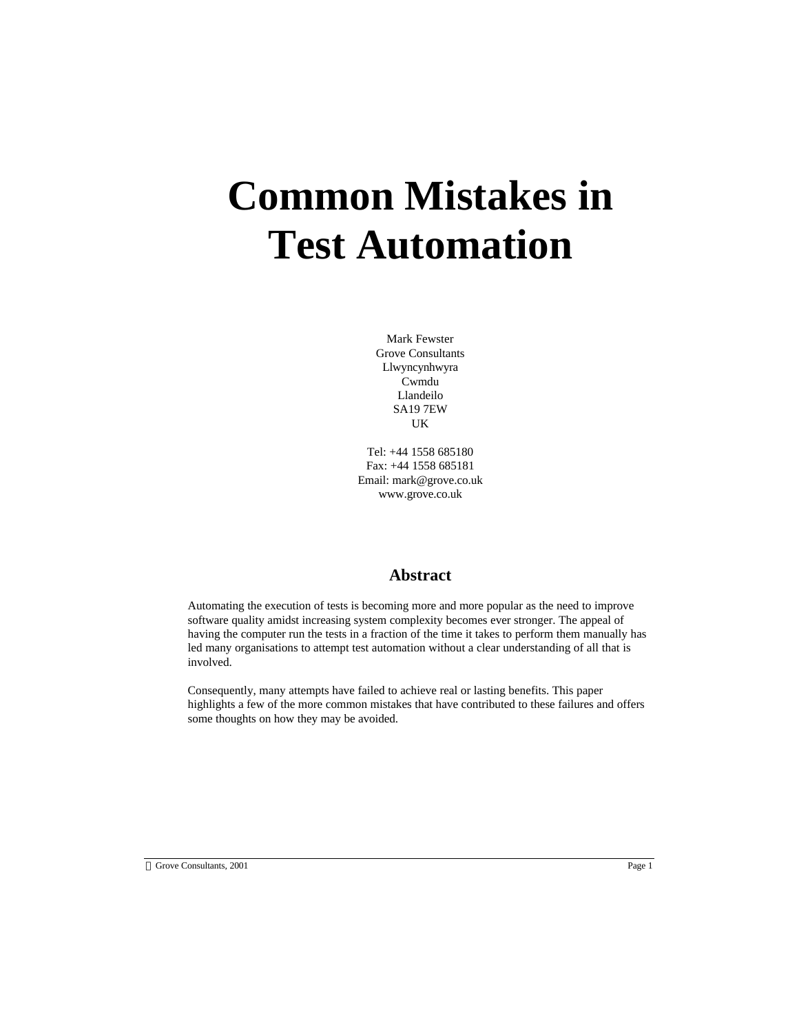# Common Mistakes in Test Automation

Mark Fewster
Grove Consultants
Llwyncynhwyra
Cwmdu
Llandeilo
SA19 7EW
UK

Tel: +44 1558 685180
Fax: +44 1558 685181
Email: mark@grove.co.uk
www.grove.co.uk

## Abstract

Automating the execution of tests is becoming more and more popular as the need to improve software quality amidst increasing system complexity becomes ever stronger. The appeal of having the computer run the tests in a fraction of the time it takes to perform them manually has led many organisations to attempt test automation without a clear understanding of all that is involved.

Consequently, many attempts have failed to achieve real or lasting benefits. This paper highlights a few of the more common mistakes that have contributed to these failures and offers some thoughts on how they may be avoided.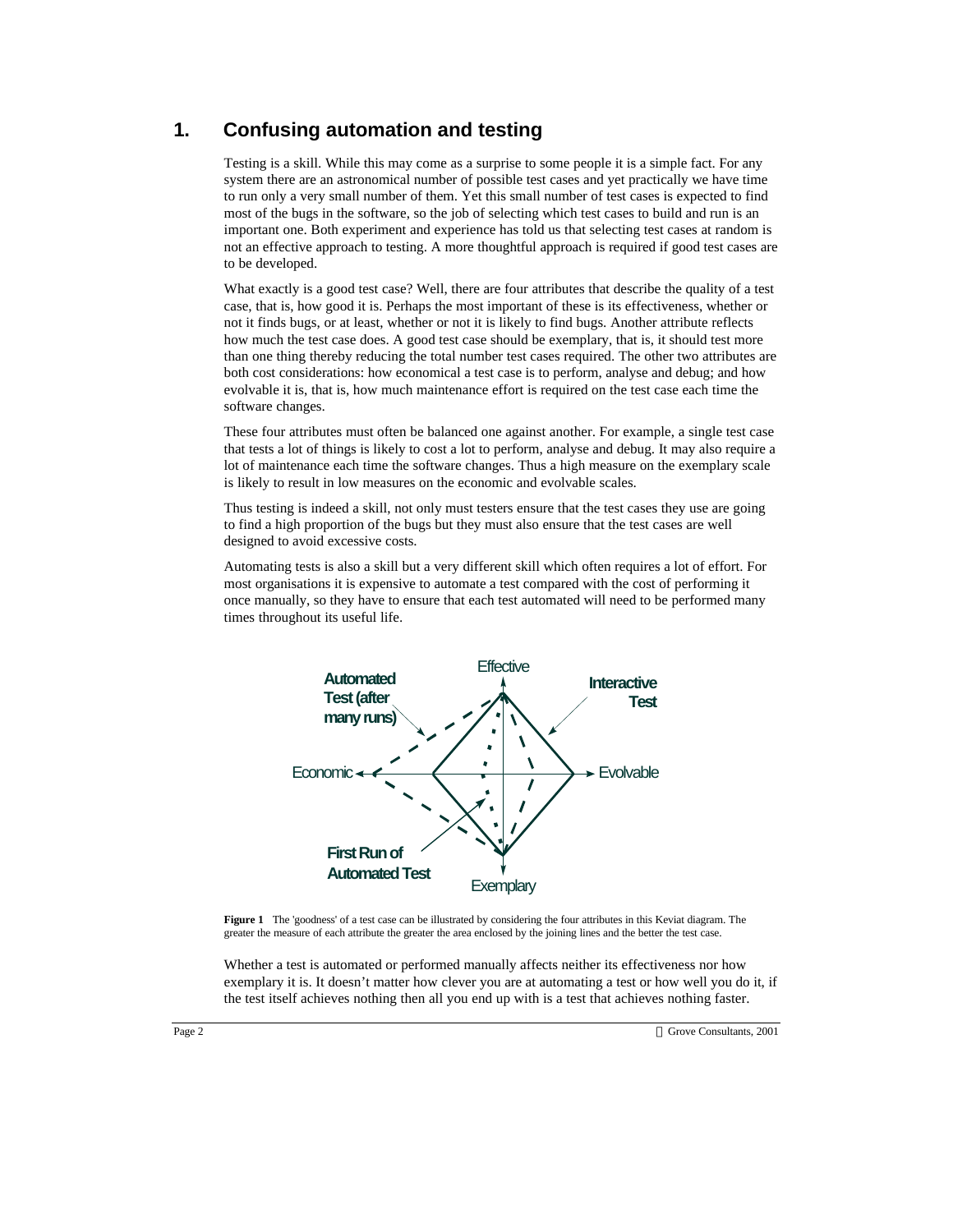# 1. Confusing automation and testing

Testing is a skill. While this may come as a surprise to some people it is a simple fact. For any system there are an astronomical number of possible test cases and yet practically we have time to run only a very small number of them. Yet this small number of test cases is expected to find most of the bugs in the software, so the job of selecting which test cases to build and run is an important one. Both experiment and experience has told us that selecting test cases at random is not an effective approach to testing. A more thoughtful approach is required if good test cases are to be developed.

What exactly is a good test case? Well, there are four attributes that describe the quality of a test case, that is, how good it is. Perhaps the most important of these is its effectiveness, whether or not it finds bugs, or at least, whether or not it is likely to find bugs. Another attribute reflects how much the test case does. A good test case should be exemplary, that is, it should test more than one thing thereby reducing the total number test cases required. The other two attributes are both cost considerations: how economical a test case is to perform, analyse and debug; and how evolvable it is, that is, how much maintenance effort is required on the test case each time the software changes.

These four attributes must often be balanced one against another. For example, a single test case that tests a lot of things is likely to cost a lot to perform, analyse and debug. It may also require a lot of maintenance each time the software changes. Thus a high measure on the exemplary scale is likely to result in low measures on the economic and evolvable scales.

Thus testing is indeed a skill, not only must testers ensure that the test cases they use are going to find a high proportion of the bugs but they must also ensure that the test cases are well designed to avoid excessive costs.

Automating tests is also a skill but a very different skill which often requires a lot of effort. For most organisations it is expensive to automate a test compared with the cost of performing it once manually, so they have to ensure that each test automated will need to be performed many times throughout its useful life.

**Figure 1** The 'goodness' of a test case can be illustrated by considering the four attributes in this Keviat diagram. The greater the measure of each attribute the greater the area enclosed by the joining lines and the better the test case.

Whether a test is automated or performed manually affects neither its effectiveness nor how exemplary it is. It doesn't matter how clever you are at automating a test or how well you do it, if the test itself achieves nothing then all you end up with is a test that achieves nothing faster.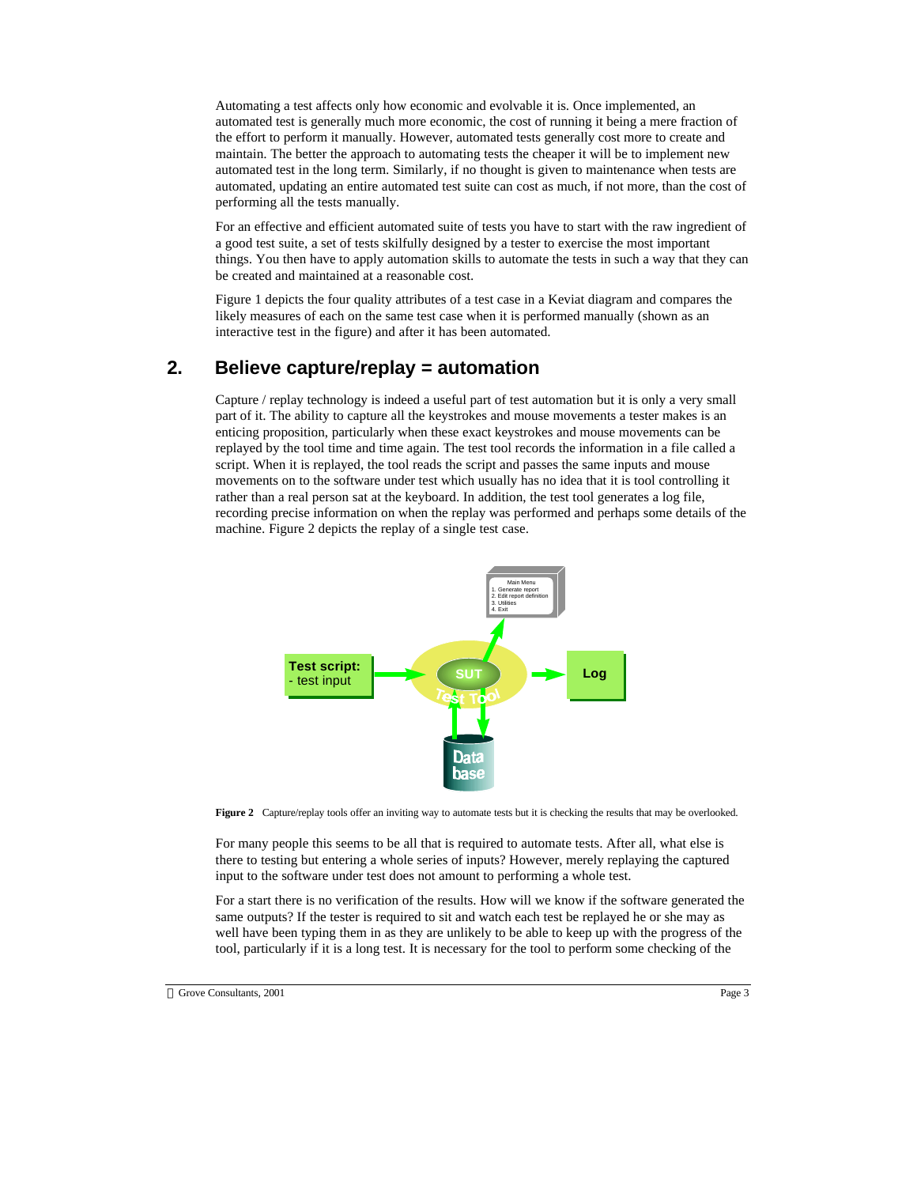Automating a test affects only how economic and evolvable it is. Once implemented, an automated test is generally much more economic, the cost of running it being a mere fraction of the effort to perform it manually. However, automated tests generally cost more to create and maintain. The better the approach to automating tests the cheaper it will be to implement new automated test in the long term. Similarly, if no thought is given to maintenance when tests are automated, updating an entire automated test suite can cost as much, if not more, than the cost of performing all the tests manually.

For an effective and efficient automated suite of tests you have to start with the raw ingredient of a good test suite, a set of tests skilfully designed by a tester to exercise the most important things. You then have to apply automation skills to automate the tests in such a way that they can be created and maintained at a reasonable cost.

Figure 1 depicts the four quality attributes of a test case in a Keviat diagram and compares the likely measures of each on the same test case when it is performed manually (shown as an interactive test in the figure) and after it has been automated.

## 2. Believe capture/replay = automation

Capture / replay technology is indeed a useful part of test automation but it is only a very small part of it. The ability to capture all the keystrokes and mouse movements a tester makes is an enticing proposition, particularly when these exact keystrokes and mouse movements can be replayed by the tool time and time again. The test tool records the information in a file called a script. When it is replayed, the tool reads the script and passes the same inputs and mouse movements on to the software under test which usually has no idea that it is tool controlling it rather than a real person sat at the keyboard. In addition, the test tool generates a log file, recording precise information on when the replay was performed and perhaps some details of the machine. Figure 2 depicts the replay of a single test case.

**Figure 2** Capture/replay tools offer an inviting way to automate tests but it is checking the results that may be overlooked.

For many people this seems to be all that is required to automate tests. After all, what else is there to testing but entering a whole series of inputs? However, merely replaying the captured input to the software under test does not amount to performing a whole test.

For a start there is no verification of the results. How will we know if the software generated the same outputs? If the tester is required to sit and watch each test be replayed he or she may as well have been typing them in as they are unlikely to be able to keep up with the progress of the tool, particularly if it is a long test. It is necessary for the tool to perform some checking of the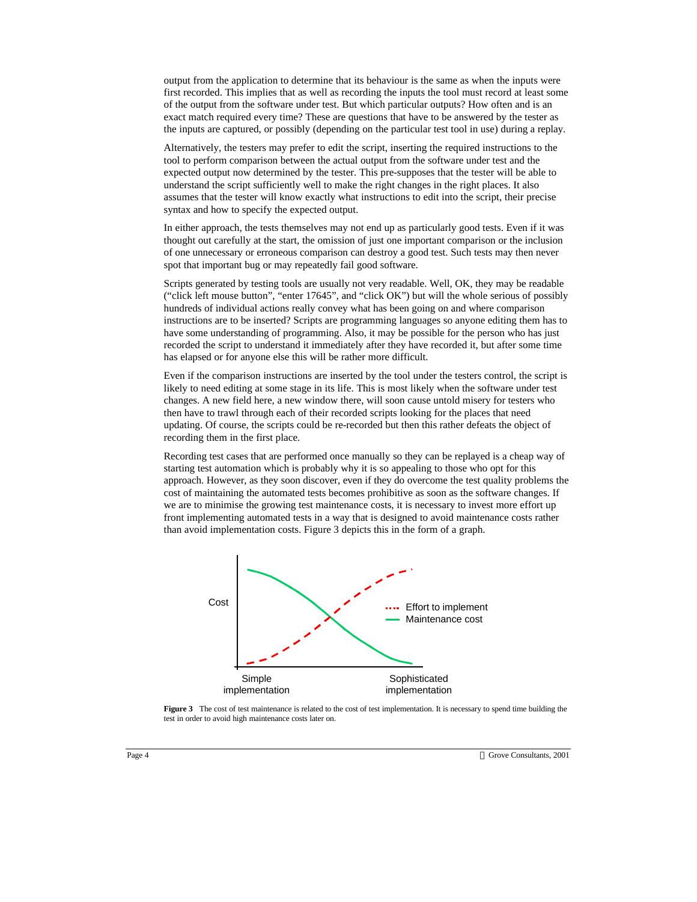output from the application to determine that its behaviour is the same as when the inputs were first recorded. This implies that as well as recording the inputs the tool must record at least some of the output from the software under test. But which particular outputs? How often and is an exact match required every time? These are questions that have to be answered by the tester as the inputs are captured, or possibly (depending on the particular test tool in use) during a replay.

Alternatively, the testers may prefer to edit the script, inserting the required instructions to the tool to perform comparison between the actual output from the software under test and the expected output now determined by the tester. This pre-supposes that the tester will be able to understand the script sufficiently well to make the right changes in the right places. It also assumes that the tester will know exactly what instructions to edit into the script, their precise syntax and how to specify the expected output.

In either approach, the tests themselves may not end up as particularly good tests. Even if it was thought out carefully at the start, the omission of just one important comparison or the inclusion of one unnecessary or erroneous comparison can destroy a good test. Such tests may then never spot that important bug or may repeatedly fail good software.

Scripts generated by testing tools are usually not very readable. Well, OK, they may be readable ("click left mouse button", "enter 17645", and "click OK") but will the whole serious of possibly hundreds of individual actions really convey what has been going on and where comparison instructions are to be inserted? Scripts are programming languages so anyone editing them has to have some understanding of programming. Also, it may be possible for the person who has just recorded the script to understand it immediately after they have recorded it, but after some time has elapsed or for anyone else this will be rather more difficult.

Even if the comparison instructions are inserted by the tool under the testers control, the script is likely to need editing at some stage in its life. This is most likely when the software under test changes. A new field here, a new window there, will soon cause untold misery for testers who then have to trawl through each of their recorded scripts looking for the places that need updating. Of course, the scripts could be re-recorded but then this rather defeats the object of recording them in the first place.

Recording test cases that are performed once manually so they can be replayed is a cheap way of starting test automation which is probably why it is so appealing to those who opt for this approach. However, as they soon discover, even if they do overcome the test quality problems the cost of maintaining the automated tests becomes prohibitive as soon as the software changes. If we are to minimise the growing test maintenance costs, it is necessary to invest more effort up front implementing automated tests in a way that is designed to avoid maintenance costs rather than avoid implementation costs. Figure 3 depicts this in the form of a graph.

**Figure 3** The cost of test maintenance is related to the cost of test implementation. It is necessary to spend time building the test in order to avoid high maintenance costs later on.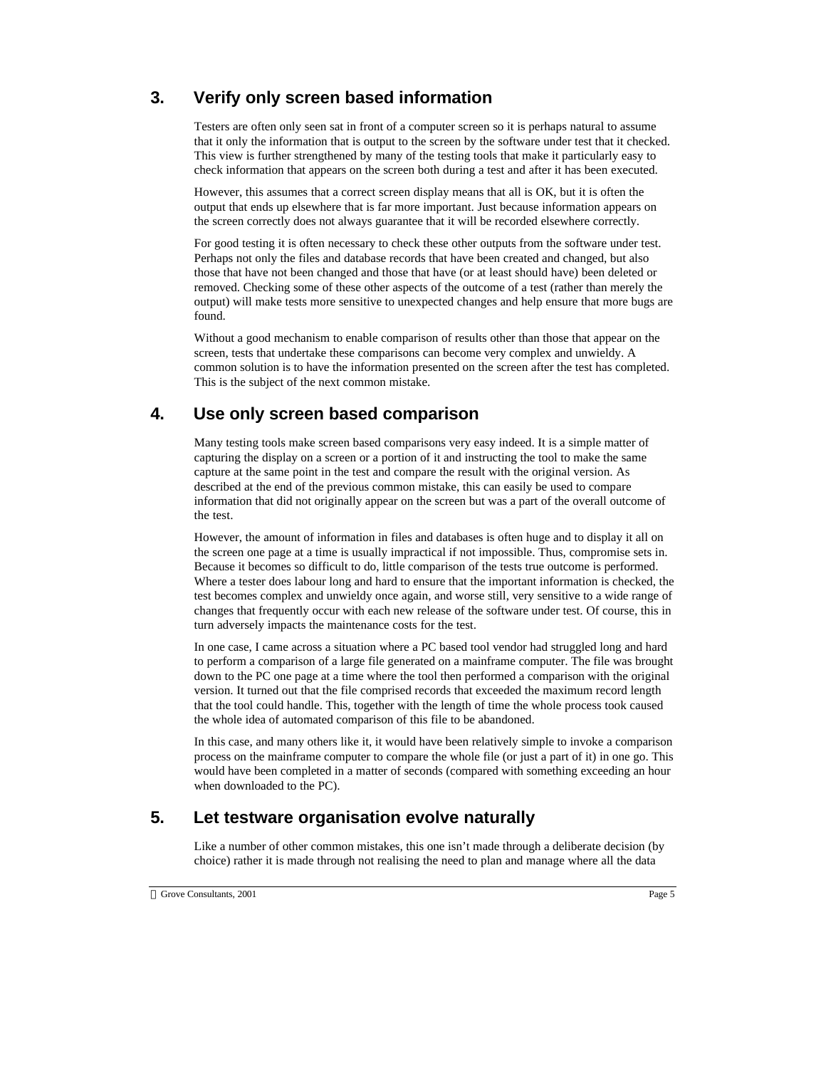## 3. Verify only screen based information

Testers are often only seen sat in front of a computer screen so it is perhaps natural to assume that it only the information that is output to the screen by the software under test that it checked. This view is further strengthened by many of the testing tools that make it particularly easy to check information that appears on the screen both during a test and after it has been executed.

However, this assumes that a correct screen display means that all is OK, but it is often the output that ends up elsewhere that is far more important. Just because information appears on the screen correctly does not always guarantee that it will be recorded elsewhere correctly.

For good testing it is often necessary to check these other outputs from the software under test. Perhaps not only the files and database records that have been created and changed, but also those that have not been changed and those that have (or at least should have) been deleted or removed. Checking some of these other aspects of the outcome of a test (rather than merely the output) will make tests more sensitive to unexpected changes and help ensure that more bugs are found.

Without a good mechanism to enable comparison of results other than those that appear on the screen, tests that undertake these comparisons can become very complex and unwieldy. A common solution is to have the information presented on the screen after the test has completed. This is the subject of the next common mistake.

## 4. Use only screen based comparison

Many testing tools make screen based comparisons very easy indeed. It is a simple matter of capturing the display on a screen or a portion of it and instructing the tool to make the same capture at the same point in the test and compare the result with the original version. As described at the end of the previous common mistake, this can easily be used to compare information that did not originally appear on the screen but was a part of the overall outcome of the test.

However, the amount of information in files and databases is often huge and to display it all on the screen one page at a time is usually impractical if not impossible. Thus, compromise sets in. Because it becomes so difficult to do, little comparison of the tests true outcome is performed. Where a tester does labour long and hard to ensure that the important information is checked, the test becomes complex and unwieldy once again, and worse still, very sensitive to a wide range of changes that frequently occur with each new release of the software under test. Of course, this in turn adversely impacts the maintenance costs for the test.

In one case, I came across a situation where a PC based tool vendor had struggled long and hard to perform a comparison of a large file generated on a mainframe computer. The file was brought down to the PC one page at a time where the tool then performed a comparison with the original version. It turned out that the file comprised records that exceeded the maximum record length that the tool could handle. This, together with the length of time the whole process took caused the whole idea of automated comparison of this file to be abandoned.

In this case, and many others like it, it would have been relatively simple to invoke a comparison process on the mainframe computer to compare the whole file (or just a part of it) in one go. This would have been completed in a matter of seconds (compared with something exceeding an hour when downloaded to the PC).

## 5. Let testware organisation evolve naturally

Like a number of other common mistakes, this one isn't made through a deliberate decision (by choice) rather it is made through not realising the need to plan and manage where all the data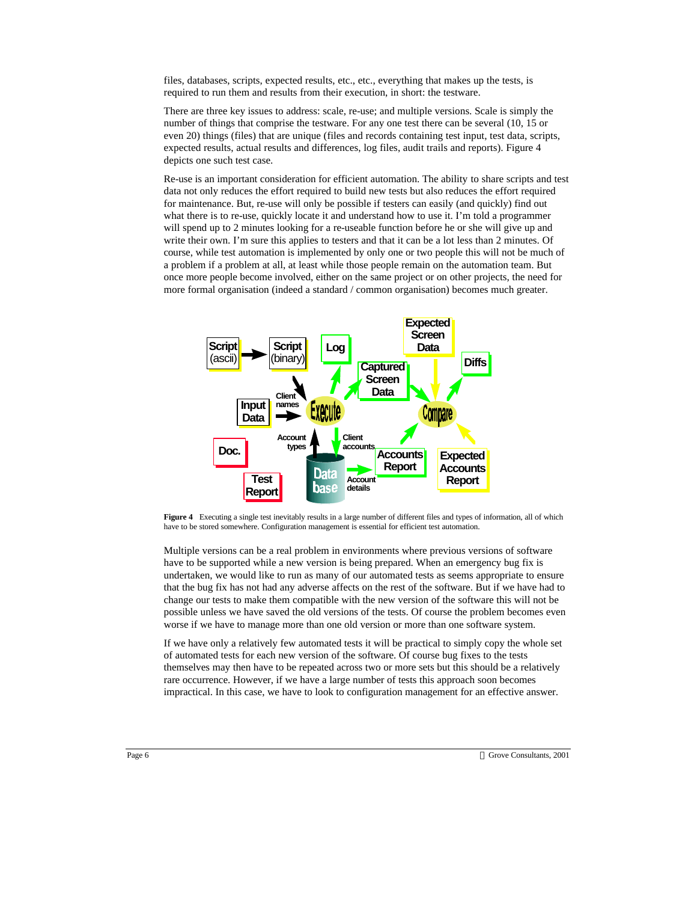files, databases, scripts, expected results, etc., etc., everything that makes up the tests, is required to run them and results from their execution, in short: the testware.

There are three key issues to address: scale, re-use; and multiple versions. Scale is simply the number of things that comprise the testware. For any one test there can be several (10, 15 or even 20) things (files) that are unique (files and records containing test input, test data, scripts, expected results, actual results and differences, log files, audit trails and reports). Figure 4 depicts one such test case.

Re-use is an important consideration for efficient automation. The ability to share scripts and test data not only reduces the effort required to build new tests but also reduces the effort required for maintenance. But, re-use will only be possible if testers can easily (and quickly) find out what there is to re-use, quickly locate it and understand how to use it. I'm told a programmer will spend up to 2 minutes looking for a re-useable function before he or she will give up and write their own. I'm sure this applies to testers and that it can be a lot less than 2 minutes. Of course, while test automation is implemented by only one or two people this will not be much of a problem if a problem at all, at least while those people remain on the automation team. But once more people become involved, either on the same project or on other projects, the need for more formal organisation (indeed a standard / common organisation) becomes much greater.

**Figure 4** Executing a single test inevitably results in a large number of different files and types of information, all of which have to be stored somewhere. Configuration management is essential for efficient test automation.

Multiple versions can be a real problem in environments where previous versions of software have to be supported while a new version is being prepared. When an emergency bug fix is undertaken, we would like to run as many of our automated tests as seems appropriate to ensure that the bug fix has not had any adverse affects on the rest of the software. But if we have had to change our tests to make them compatible with the new version of the software this will not be possible unless we have saved the old versions of the tests. Of course the problem becomes even worse if we have to manage more than one old version or more than one software system.

If we have only a relatively few automated tests it will be practical to simply copy the whole set of automated tests for each new version of the software. Of course bug fixes to the tests themselves may then have to be repeated across two or more sets but this should be a relatively rare occurrence. However, if we have a large number of tests this approach soon becomes impractical. In this case, we have to look to configuration management for an effective answer.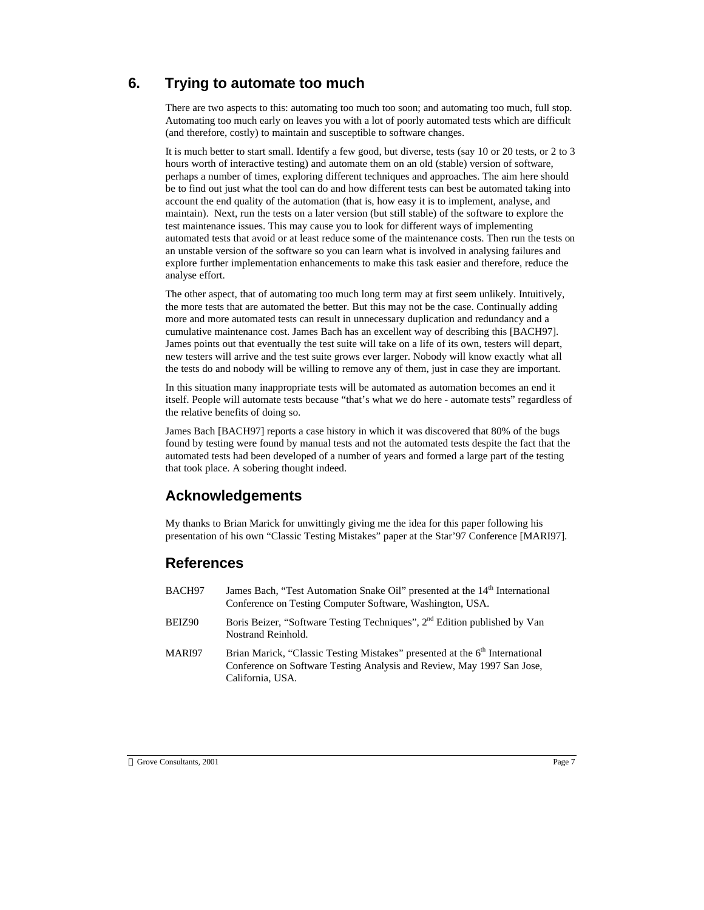## 6. Trying to automate too much

There are two aspects to this: automating too much too soon; and automating too much, full stop. Automating too much early on leaves you with a lot of poorly automated tests which are difficult (and therefore, costly) to maintain and susceptible to software changes.

It is much better to start small. Identify a few good, but diverse, tests (say 10 or 20 tests, or 2 to 3 hours worth of interactive testing) and automate them on an old (stable) version of software, perhaps a number of times, exploring different techniques and approaches. The aim here should be to find out just what the tool can do and how different tests can best be automated taking into account the end quality of the automation (that is, how easy it is to implement, analyse, and maintain). Next, run the tests on a later version (but still stable) of the software to explore the test maintenance issues. This may cause you to look for different ways of implementing automated tests that avoid or at least reduce some of the maintenance costs. Then run the tests on an unstable version of the software so you can learn what is involved in analysing failures and explore further implementation enhancements to make this task easier and therefore, reduce the analyse effort.

The other aspect, that of automating too much long term may at first seem unlikely. Intuitively, the more tests that are automated the better. But this may not be the case. Continually adding more and more automated tests can result in unnecessary duplication and redundancy and a cumulative maintenance cost. James Bach has an excellent way of describing this [BACH97]. James points out that eventually the test suite will take on a life of its own, testers will depart, new testers will arrive and the test suite grows ever larger. Nobody will know exactly what all the tests do and nobody will be willing to remove any of them, just in case they are important.

In this situation many inappropriate tests will be automated as automation becomes an end it itself. People will automate tests because "that's what we do here - automate tests" regardless of the relative benefits of doing so.

James Bach [BACH97] reports a case history in which it was discovered that 80% of the bugs found by testing were found by manual tests and not the automated tests despite the fact that the automated tests had been developed of a number of years and formed a large part of the testing that took place. A sobering thought indeed.

## Acknowledgements

My thanks to Brian Marick for unwittingly giving me the idea for this paper following his presentation of his own "Classic Testing Mistakes" paper at the Star'97 Conference [MARI97].

## References

| | |
|---|---|
| BACH97 | James Bach, "Test Automation Snake Oil" presented at the 14th International Conference on Testing Computer Software, Washington, USA. |
| BEIZ90 | Boris Beizer, "Software Testing Techniques", 2nd Edition published by Van Nostrand Reinhold. |
| MARI97 | Brian Marick, "Classic Testing Mistakes" presented at the 6th International Conference on Software Testing Analysis and Review, May 1997 San Jose, California, USA. |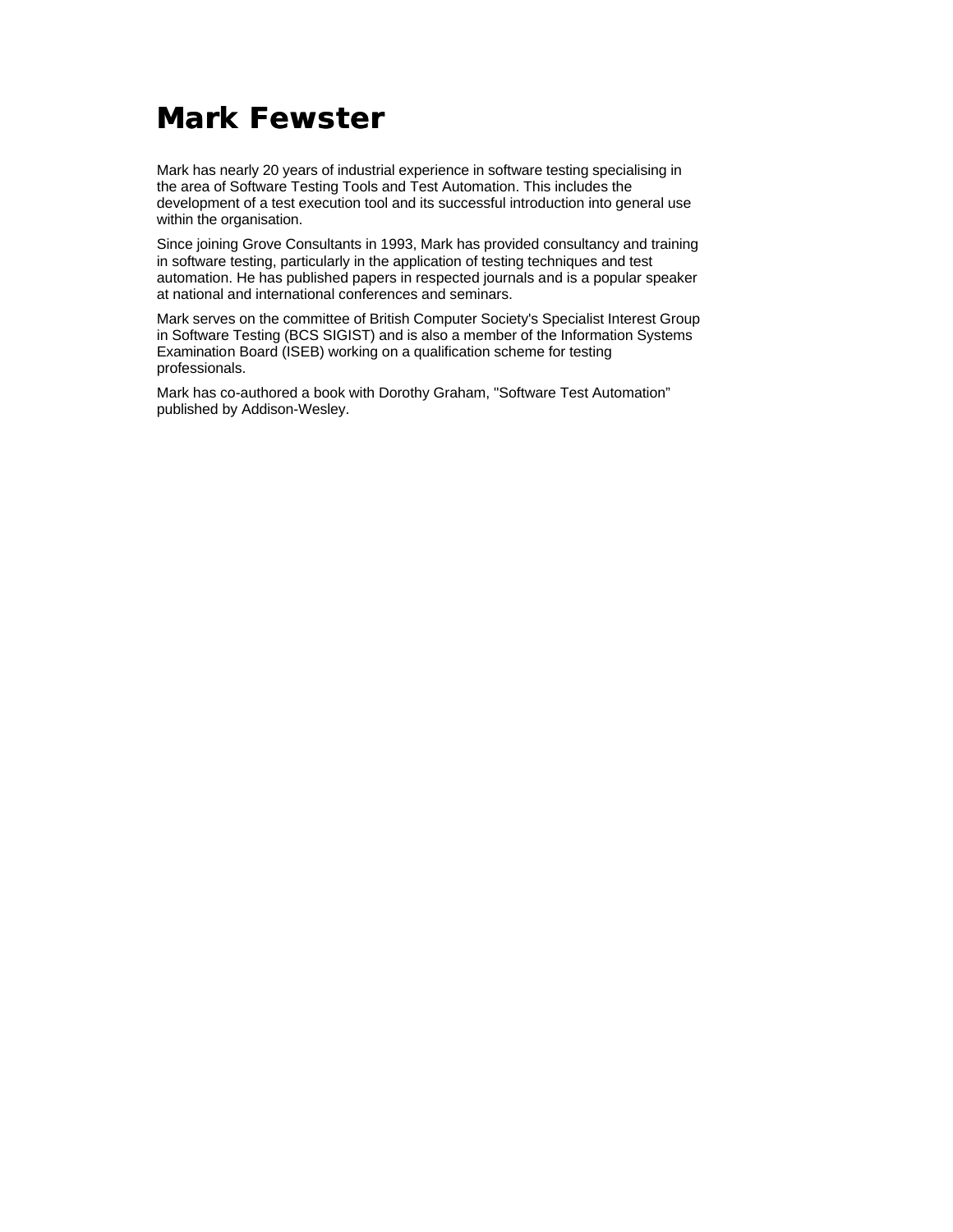# Mark Fewster

Mark has nearly 20 years of industrial experience in software testing specialising in the area of Software Testing Tools and Test Automation. This includes the development of a test execution tool and its successful introduction into general use within the organisation.

Since joining Grove Consultants in 1993, Mark has provided consultancy and training in software testing, particularly in the application of testing techniques and test automation. He has published papers in respected journals and is a popular speaker at national and international conferences and seminars.

Mark serves on the committee of British Computer Society's Specialist Interest Group in Software Testing (BCS SIGIST) and is also a member of the Information Systems Examination Board (ISEB) working on a qualification scheme for testing professionals.

Mark has co-authored a book with Dorothy Graham, "Software Test Automation" published by Addison-Wesley.